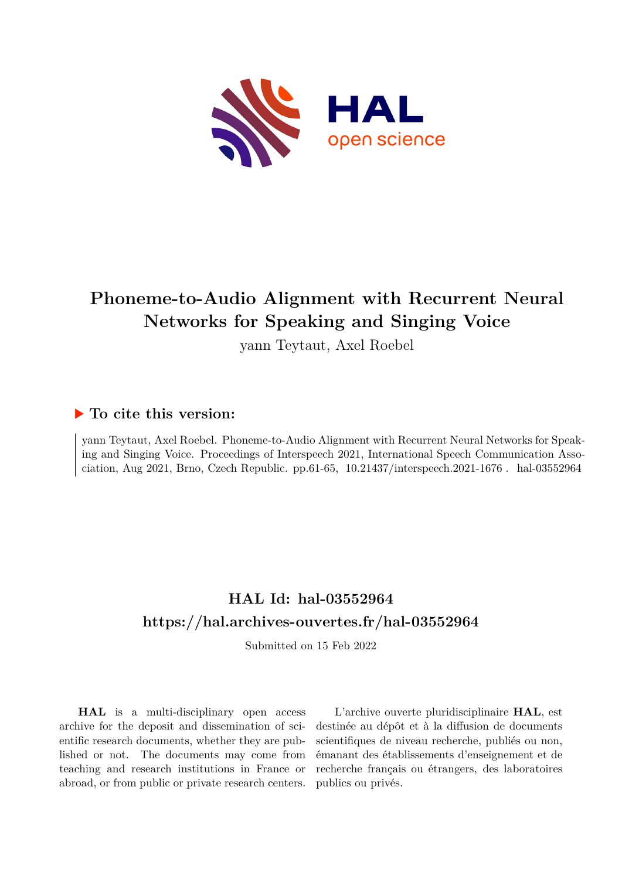# Phoneme-to-Audio Alignment with Recurrent Neural Networks for Speaking and Singing Voice

yann Teytaut, Axel Roebel

## ▶ To cite this version:

yann Teytaut, Axel Roebel. Phoneme-to-Audio Alignment with Recurrent Neural Networks for Speaking and Singing Voice. Proceedings of Interspeech 2021, International Speech Communication Association, Aug 2021, Brno, Czech Republic. pp.61-65, 10.21437/interspeech.2021-1676 . hal-03552964

## HAL Id: hal-03552964

## https://hal.archives-ouvertes.fr/hal-03552964

Submitted on 15 Feb 2022

**HAL** is a multi-disciplinary open access archive for the deposit and dissemination of scientific research documents, whether they are published or not. The documents may come from teaching and research institutions in France or abroad, or from public or private research centers.

L'archive ouverte pluridisciplinaire **HAL**, est destinée au dépôt et à la diffusion de documents scientifiques de niveau recherche, publiés ou non, émanant des établissements d'enseignement et de recherche français ou étrangers, des laboratoires publics ou privés.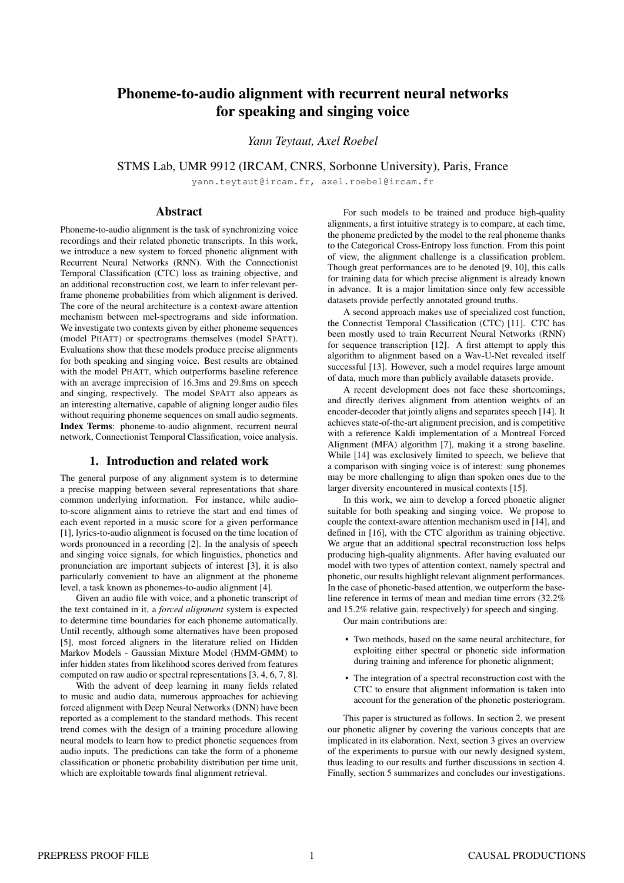# Phoneme-to-audio alignment with recurrent neural networks for speaking and singing voice

*Yann Teytaut, Axel Roebel*

STMS Lab, UMR 9912 (IRCAM, CNRS, Sorbonne University), Paris, France

yann.teytaut@ircam.fr, axel.roebel@ircam.fr

## Abstract

Phoneme-to-audio alignment is the task of synchronizing voice recordings and their related phonetic transcripts. In this work, we introduce a new system to forced phonetic alignment with Recurrent Neural Networks (RNN). With the Connectionist Temporal Classification (CTC) loss as training objective, and an additional reconstruction cost, we learn to infer relevant per-frame phoneme probabilities from which alignment is derived. The core of the neural architecture is a context-aware attention mechanism between mel-spectrograms and side information. We investigate two contexts given by either phoneme sequences (model PHATT) or spectrograms themselves (model SPATT). Evaluations show that these models produce precise alignments for both speaking and singing voice. Best results are obtained with the model PHATT, which outperforms baseline reference with an average imprecision of 16.3ms and 29.8ms on speech and singing, respectively. The model SPATT also appears as an interesting alternative, capable of aligning longer audio files without requiring phoneme sequences on small audio segments.

**Index Terms**: phoneme-to-audio alignment, recurrent neural network, Connectionist Temporal Classification, voice analysis.

## 1. Introduction and related work

The general purpose of any alignment system is to determine a precise mapping between several representations that share common underlying information. For instance, while audio-to-score alignment aims to retrieve the start and end times of each event reported in a music score for a given performance [1], lyrics-to-audio alignment is focused on the time location of words pronounced in a recording [2]. In the analysis of speech and singing voice signals, for which linguistics, phonetics and pronunciation are important subjects of interest [3], it is also particularly convenient to have an alignment at the phoneme level, a task known as phonemes-to-audio alignment [4].

Given an audio file with voice, and a phonetic transcript of the text contained in it, a *forced alignment* system is expected to determine time boundaries for each phoneme automatically. Until recently, although some alternatives have been proposed [5], most forced aligners in the literature relied on Hidden Markov Models - Gaussian Mixture Model (HMM-GMM) to infer hidden states from likelihood scores derived from features computed on raw audio or spectral representations [3, 4, 6, 7, 8].

With the advent of deep learning in many fields related to music and audio data, numerous approaches for achieving forced alignment with Deep Neural Networks (DNN) have been reported as a complement to the standard methods. This recent trend comes with the design of a training procedure allowing neural models to learn how to predict phonetic sequences from audio inputs. The predictions can take the form of a phoneme classification or phonetic probability distribution per time unit, which are exploitable towards final alignment retrieval.

For such models to be trained and produce high-quality alignments, a first intuitive strategy is to compare, at each time, the phoneme predicted by the model to the real phoneme thanks to the Categorical Cross-Entropy loss function. From this point of view, the alignment challenge is a classification problem. Though great performances are to be denoted [9, 10], this calls for training data for which precise alignment is already known in advance. It is a major limitation since only few accessible datasets provide perfectly annotated ground truths.

A second approach makes use of specialized cost function, the Connectist Temporal Classification (CTC) [11]. CTC has been mostly used to train Recurrent Neural Networks (RNN) for sequence transcription [12]. A first attempt to apply this algorithm to alignment based on a Wav-U-Net revealed itself successful [13]. However, such a model requires large amount of data, much more than publicly available datasets provide.

A recent development does not face these shortcomings, and directly derives alignment from attention weights of an encoder-decoder that jointly aligns and separates speech [14]. It achieves state-of-the-art alignment precision, and is competitive with a reference Kaldi implementation of a Montreal Forced Alignment (MFA) algorithm [7], making it a strong baseline. While [14] was exclusively limited to speech, we believe that a comparison with singing voice is of interest: sung phonemes may be more challenging to align than spoken ones due to the larger diversity encountered in musical contexts [15].

In this work, we aim to develop a forced phoneme aligner suitable for both speaking and singing voice. We propose to couple the context-aware attention mechanism used in [14], and defined in [16], with the CTC algorithm as training objective. We argue that an additional spectral reconstruction loss helps producing high-quality alignments. After having evaluated our model with two types of attention context, namely spectral and phonetic, our results highlight relevant alignment performances. In the case of phonetic-based attention, we outperform the baseline reference in terms of mean and median time errors (32.2% and 15.2% relative gain, respectively) for speech and singing.

Our main contributions are:

- Two methods, based on the same neural architecture, for exploiting either spectral or phonetic side information during training and inference for phonetic alignment;
- The integration of a spectral reconstruction cost with the CTC to ensure that alignment information is taken into account for the generation of the phonetic posteriogram.

This paper is structured as follows. In section 2, we present our phonetic aligner by covering the various concepts that are implicated in its elaboration. Next, section 3 gives an overview of the experiments to pursue with our newly designed system, thus leading to our results and further discussions in section 4. Finally, section 5 summarizes and concludes our investigations.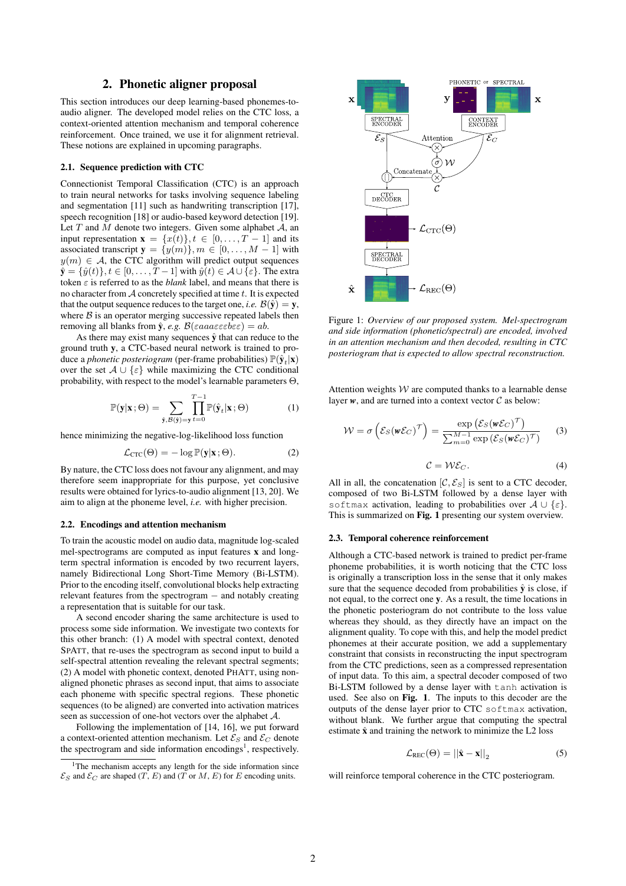## 2. Phonetic aligner proposal

This section introduces our deep learning-based phonemes-to-audio aligner. The developed model relies on the CTC loss, a context-oriented attention mechanism and temporal coherence reinforcement. Once trained, we use it for alignment retrieval. These notions are explained in upcoming paragraphs.

### 2.1. Sequence prediction with CTC

Connectionist Temporal Classification (CTC) is an approach to train neural networks for tasks involving sequence labeling and segmentation [11] such as handwriting transcription [17], speech recognition [18] or audio-based keyword detection [19]. Let $T$ and $M$ denote two integers. Given some alphabet $\mathcal{A}$, an input representation $\mathbf{x} = \{x(t)\}, t \in [0, \dots, T-1]$ and its associated transcript $\mathbf{y} = \{y(m)\}, m \in [0, \dots, M-1]$ with $y(m) \in \mathcal{A}$, the CTC algorithm will predict output sequences $\hat{\mathbf{y}} = \{\hat{y}(t)\}, t \in [0, \dots, T-1]$ with $\hat{y}(t) \in \mathcal{A} \cup \{\varepsilon\}$. The extra token $\varepsilon$ is referred to as the *blank* label, and means that there is no character from $\mathcal{A}$ concretely specified at time $t$. It is expected that the output sequence reduces to the target one, *i.e.* $\mathcal{B}(\hat{\mathbf{y}}) = \mathbf{y}$, where $\mathcal{B}$ is an operator merging successive repeated labels then removing all blanks from $\hat{\mathbf{y}}$, *e.g.* $\mathcal{B}(\varepsilon aaa\varepsilon\varepsilon\varepsilon b\varepsilon\varepsilon) = ab$.

As there may exist many sequences $\hat{\mathbf{y}}$ that can reduce to the ground truth $\mathbf{y}$, a CTC-based neural network is trained to produce a *phonetic posteriogram* (per-frame probabilities) $\mathbb{P}(\hat{\mathbf{y}}_t|\mathbf{x})$ over the set $\mathcal{A} \cup \{\varepsilon\}$ while maximizing the CTC conditional probability, with respect to the model's learnable parameters $\Theta$,

$$\mathbb{P}(\mathbf{y}|\mathbf{x}\,;\Theta) = \sum_{\hat{\mathbf{y}},\mathcal{B}(\hat{\mathbf{y}})=\mathbf{y}} \prod_{t=0}^{T-1} \mathbb{P}(\hat{\mathbf{y}}_t|\mathbf{x}\,;\Theta) \tag{1}$$

hence minimizing the negative-log-likelihood loss function

$$\mathcal{L}_{\text{CTC}}(\Theta) = -\log \mathbb{P}(\mathbf{y}|\mathbf{x}\,;\Theta). \tag{2}$$

By nature, the CTC loss does not favour any alignment, and may therefore seem inappropriate for this purpose, yet conclusive results were obtained for lyrics-to-audio alignment [13, 20]. We aim to align at the phoneme level, *i.e.* with higher precision.

### 2.2. Encodings and attention mechanism

To train the acoustic model on audio data, magnitude log-scaled mel-spectrograms are computed as input features $\mathbf{x}$ and long-term spectral information is encoded by two recurrent layers, namely Bidirectional Long Short-Time Memory (Bi-LSTM). Prior to the encoding itself, convolutional blocks help extracting relevant features from the spectrogram – and notably creating a representation that is suitable for our task.

A second encoder sharing the same architecture is used to process some side information. We investigate two contexts for this other branch: (1) A model with spectral context, denoted SPATT, that re-uses the spectrogram as second input to build a self-spectral attention revealing the relevant spectral segments; (2) A model with phonetic context, denoted PHATT, using non-aligned phonetic phrases as second input, that aims to associate each phoneme with specific spectral regions. These phonetic sequences (to be aligned) are converted into activation matrices seen as succession of one-hot vectors over the alphabet $\mathcal{A}$.

Following the implementation of [14, 16], we put forward a context-oriented attention mechanism. Let $\mathcal{E}_S$ and $\mathcal{E}_C$ denote the spectrogram and side information encodings[1], respectively.

[1]The mechanism accepts any length for the side information since $\mathcal{E}_S$ and $\mathcal{E}_C$ are shaped ($T$, $E$) and ($T$ or $M$, $E$) for $E$ encoding units.

Figure 1: *Overview of our proposed system. Mel-spectrogram and side information (phonetic/spectral) are encoded, involved in an attention mechanism and then decoded, resulting in CTC posteriogram that is expected to allow spectral reconstruction.*

Attention weights $\mathcal{W}$ are computed thanks to a learnable dense layer $\boldsymbol{w}$, and are turned into a context vector $\mathcal{C}$ as below:

$$\mathcal{W} = \sigma\left(\mathcal{E}_S(\boldsymbol{w}\mathcal{E}_C)^{\mathsf{T}}\right) = \frac{\exp\left(\mathcal{E}_S(\boldsymbol{w}\mathcal{E}_C)^{\mathsf{T}}\right)}{\sum_{m=0}^{M-1}\exp\left(\mathcal{E}_S(\boldsymbol{w}\mathcal{E}_C)^{\mathsf{T}}\right)} \tag{3}$$

$$\mathcal{C} = \mathcal{W}\mathcal{E}_C. \tag{4}$$

All in all, the concatenation $[\mathcal{C}, \mathcal{E}_S]$ is sent to a CTC decoder, composed of two Bi-LSTM followed by a dense layer with `softmax` activation, leading to probabilities over $\mathcal{A} \cup \{\varepsilon\}$. This is summarized on **Fig. 1** presenting our system overview.

### 2.3. Temporal coherence reinforcement

Although a CTC-based network is trained to predict per-frame phoneme probabilities, it is worth noticing that the CTC loss is originally a transcription loss in the sense that it only makes sure that the sequence decoded from probabilities $\hat{\mathbf{y}}$ is close, if not equal, to the correct one $\mathbf{y}$. As a result, the time locations in the phonetic posteriogram do not contribute to the loss value whereas they should, as they directly have an impact on the alignment quality. To cope with this, and help the model predict phonemes at their accurate position, we add a supplementary constraint that consists in reconstructing the input spectrogram from the CTC predictions, seen as a compressed representation of input data. To this aim, a spectral decoder composed of two Bi-LSTM followed by a dense layer with `tanh` activation is used. See also on **Fig. 1**. The inputs to this decoder are the outputs of the dense layer prior to CTC `softmax` activation, without blank. We further argue that computing the spectral estimate $\hat{\mathbf{x}}$ and training the network to minimize the L2 loss

$$\mathcal{L}_{\text{REC}}(\Theta) = ||\hat{\mathbf{x}} - \mathbf{x}||_2 \tag{5}$$

will reinforce temporal coherence in the CTC posteriogram.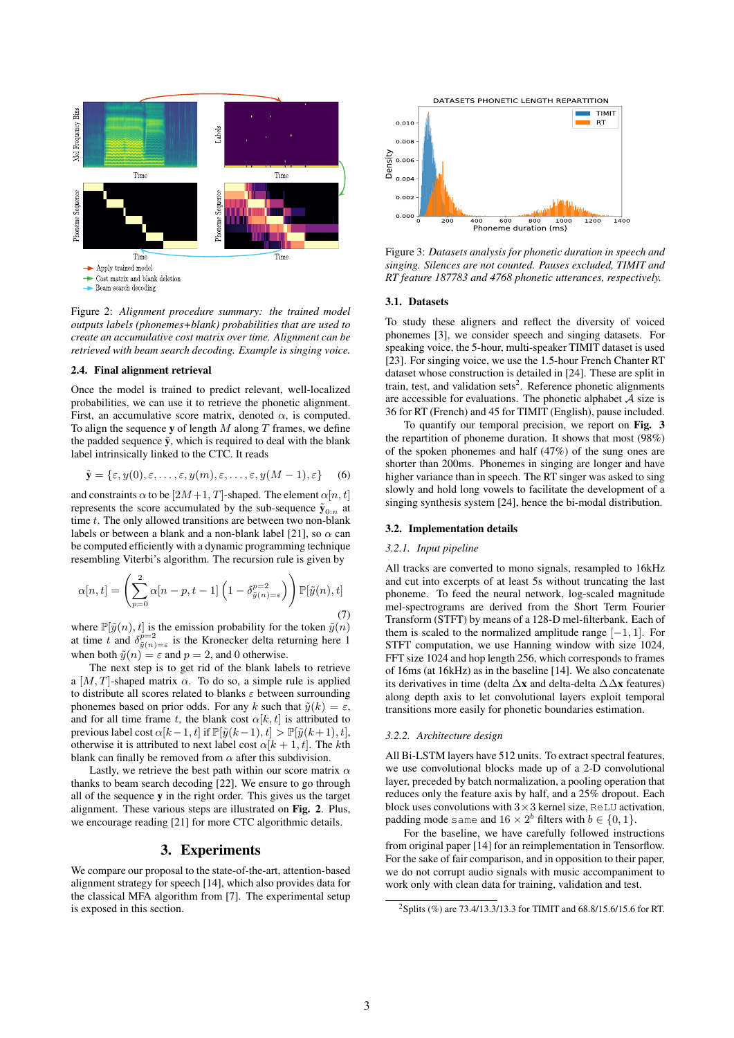Figure 2: *Alignment procedure summary: the trained model outputs labels (phonemes+blank) probabilities that are used to create an accumulative cost matrix over time. Alignment can be retrieved with beam search decoding. Example is singing voice.*

### 2.4. Final alignment retrieval

Once the model is trained to predict relevant, well-localized probabilities, we can use it to retrieve the phonetic alignment. First, an accumulative score matrix, denoted $\alpha$, is computed. To align the sequence $\mathbf{y}$ of length $M$ along $T$ frames, we define the padded sequence $\tilde{\mathbf{y}}$, which is required to deal with the blank label intrinsically linked to the CTC. It reads

$$\tilde{\mathbf{y}} = \{\varepsilon, y(0), \varepsilon, \ldots, \varepsilon, y(m), \varepsilon, \ldots, \varepsilon, y(M-1), \varepsilon\} \quad (6)$$

and constraints $\alpha$ to be $[2M+1, T]$-shaped. The element $\alpha[n, t]$ represents the score accumulated by the sub-sequence $\tilde{\mathbf{y}}_{0:n}$ at time $t$. The only allowed transitions are between two non-blank labels or between a blank and a non-blank label [21], so $\alpha$ can be computed efficiently with a dynamic programming technique resembling Viterbi's algorithm. The recursion rule is given by

$$\alpha[n,t] = \left( \sum_{p=0}^{2} \alpha[n-p, t-1] \left(1 - \delta^{p=2}_{\tilde{y}(n)=\varepsilon}\right) \right) \mathbb{P}[\tilde{y}(n), t] \quad (7)$$

where $\mathbb{P}[\tilde{y}(n), t]$ is the emission probability for the token $\tilde{y}(n)$ at time $t$ and $\delta^{p=2}_{\tilde{y}(n)=\varepsilon}$ is the Kronecker delta returning here 1 when both $\tilde{y}(n) = \varepsilon$ and $p = 2$, and 0 otherwise.

The next step is to get rid of the blank labels to retrieve a $[M, T]$-shaped matrix $\alpha$. To do so, a simple rule is applied to distribute all scores related to blanks $\varepsilon$ between surrounding phonemes based on prior odds. For any $k$ such that $\tilde{y}(k) = \varepsilon$, and for all time frame $t$, the blank cost $\alpha[k, t]$ is attributed to previous label cost $\alpha[k-1, t]$ if $\mathbb{P}[\tilde{y}(k-1), t] > \mathbb{P}[\tilde{y}(k+1), t]$, otherwise it is attributed to next label cost $\alpha[k+1, t]$. The $k$th blank can finally be removed from $\alpha$ after this subdivision.

Lastly, we retrieve the best path within our score matrix $\alpha$ thanks to beam search decoding [22]. We ensure to go through all of the sequence $\mathbf{y}$ in the right order. This gives us the target alignment. These various steps are illustrated on **Fig. 2**. Plus, we encourage reading [21] for more CTC algorithmic details.

## 3. Experiments

We compare our proposal to the state-of-the-art, attention-based alignment strategy for speech [14], which also provides data for the classical MFA algorithm from [7]. The experimental setup is exposed in this section.

Figure 3: *Datasets analysis for phonetic duration in speech and singing. Silences are not counted. Pauses excluded, TIMIT and RT feature 187783 and 4768 phonetic utterances, respectively.*

### 3.1. Datasets

To study these aligners and reflect the diversity of voiced phonemes, we consider speech and singing datasets. For speaking voice, the 5-hour, multi-speaker TIMIT dataset is used [23]. For singing voice, we use the 1.5-hour French Chanter RT dataset whose construction is detailed in [24]. These are split in train, test, and validation sets[2]. Reference phonetic alignments are accessible for evaluations. The phonetic alphabet $\mathcal{A}$ size is 36 for RT (French) and 45 for TIMIT (English), pause included.

To quantify our temporal precision, we report on **Fig. 3** the repartition of phoneme duration. It shows that most (98%) of the spoken phonemes and half (47%) of the sung ones are shorter than 200ms. Phonemes in singing are longer and have higher variance than in speech. The RT singer was asked to sing slowly and hold long vowels to facilitate the development of a singing synthesis system [24], hence the bi-modal distribution.

### 3.2. Implementation details

#### *3.2.1. Input pipeline*

All tracks are converted to mono signals, resampled to 16kHz and cut into excerpts of at least 5s without truncating the last phoneme. To feed the neural network, log-scaled magnitude mel-spectrograms are used. They are derived from the Short Term Fourier Transform (STFT) by means of a 128-D mel-filterbank. Each of them is scaled to the normalized amplitude range $[-1, 1]$. For STFT computation, we use Hanning window with size 1024, FFT size 1024 and hop length 256, which corresponds to frames of 16ms (at 16kHz) as in the baseline [14]. We also concatenate its derivatives in time (delta $\Delta\mathbf{x}$ and delta-delta $\Delta\Delta\mathbf{x}$ features) along depth axis to let convolutional layers exploit temporal transitions more easily for phonetic boundaries estimation.

#### *3.2.2. Architecture design*

All Bi-LSTM layers have 512 units. To extract spectral features, we use convolutional blocks made up of a 2-D convolutional layer, preceded by batch normalization, a pooling operation that reduces only the feature axis by half, and a 25% dropout. Each block uses convolutions with $3 \times 3$ kernel size, `ReLU` activation, padding mode `same` and $16 \times 2^b$ filters with $b \in \{0, 1\}$.

For the baseline, we have carefully followed instructions from original paper [14] for an reimplementation in Tensorflow. For the sake of fair comparison, and in opposition to their paper, we do not corrupt audio signals with music accompaniment to work only with clean data for training, validation and test.

[2]Splits (%) are 73.4/13.3/13.3 for TIMIT and 68.8/15.6/15.6 for RT.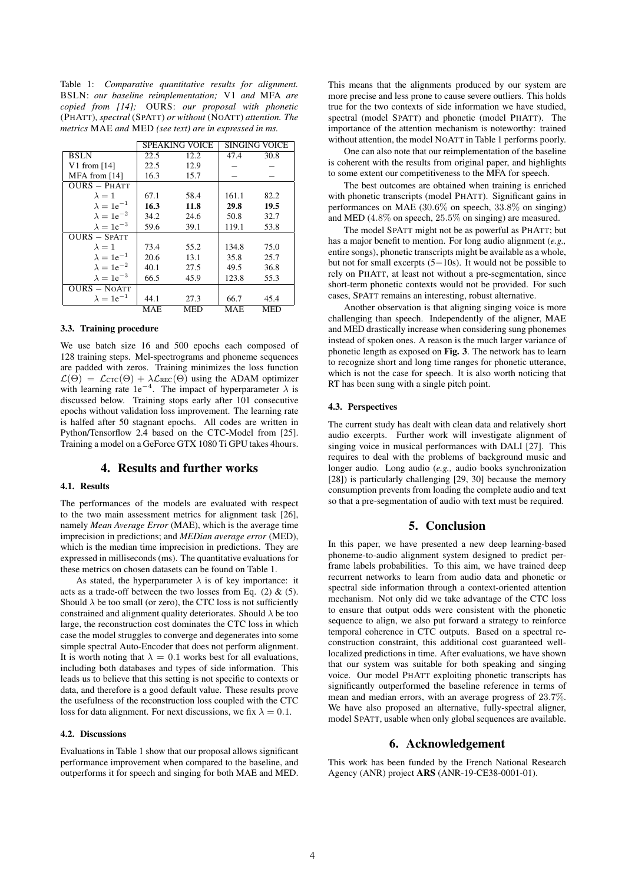Table 1: *Comparative quantitative results for alignment.* BSLN: *our baseline reimplementation;* V1 *and* MFA *are copied from [14];* OURS: *our proposal with phonetic* (PHATT)*, spectral* (SPATT) *or without* (NOATT) *attention. The metrics* MAE *and* MED *(see text) are in expressed in ms.*

| | SPEAKING VOICE | | SINGING VOICE | |
|---|---|---|---|---|
| | MAE | MED | MAE | MED |
| BSLN | 22.5 | 12.2 | 47.4 | 30.8 |
| V1 from [14] | 22.5 | 12.9 | – | – |
| MFA from [14] | 16.3 | 15.7 | – | – |
| OURS – PHATT | | | | |
| $\lambda = 1$ | 67.1 | 58.4 | 161.1 | 82.2 |
| $\lambda = 1\mathrm{e}^{-1}$ | **16.3** | **11.8** | **29.8** | **19.5** |
| $\lambda = 1\mathrm{e}^{-2}$ | 34.2 | 24.6 | 50.8 | 32.7 |
| $\lambda = 1\mathrm{e}^{-3}$ | 59.6 | 39.1 | 119.1 | 53.8 |
| OURS – SPATT | | | | |
| $\lambda = 1$ | 73.4 | 55.2 | 134.8 | 75.0 |
| $\lambda = 1\mathrm{e}^{-1}$ | 20.6 | 13.1 | 35.8 | 25.7 |
| $\lambda = 1\mathrm{e}^{-2}$ | 40.1 | 27.5 | 49.5 | 36.8 |
| $\lambda = 1\mathrm{e}^{-3}$ | 66.5 | 45.9 | 123.8 | 55.3 |
| OURS – NOATT | | | | |
| $\lambda = 1\mathrm{e}^{-1}$ | 44.1 | 27.3 | 66.7 | 45.4 |

### 3.3. Training procedure

We use batch size 16 and 500 epochs each composed of 128 training steps. Mel-spectrograms and phoneme sequences are padded with zeros. Training minimizes the loss function $\mathcal{L}(\Theta) = \mathcal{L}_{\text{CTC}}(\Theta) + \lambda\mathcal{L}_{\text{REC}}(\Theta)$ using the ADAM optimizer with learning rate $1\mathrm{e}^{-4}$. The impact of hyperparameter $\lambda$ is discussed below. Training stops early after 101 consecutive epochs without validation loss improvement. The learning rate is halfed after 50 stagnant epochs. All codes are written in Python/Tensorflow 2.4 based on the CTC-Model from [25]. Training a model on a GeForce GTX 1080 Ti GPU takes 4hours.

## 4. Results and further works

### 4.1. Results

The performances of the models are evaluated with respect to the two main assessment metrics for alignment task [26], namely *Mean Average Error* (MAE), which is the average time imprecision in predictions; and *MEDian average error* (MED), which is the median time imprecision in predictions. They are expressed in milliseconds (ms). The quantitative evaluations for these metrics on chosen datasets can be found on Table 1.

As stated, the hyperparameter $\lambda$ is of key importance: it acts as a trade-off between the two losses from Eq. (2) & (5). Should $\lambda$ be too small (or zero), the CTC loss is not sufficiently constrained and alignment quality deteriorates. Should $\lambda$ be too large, the reconstruction cost dominates the CTC loss in which case the model struggles to converge and degenerates into some simple spectral Auto-Encoder that does not perform alignment. It is worth noting that $\lambda = 0.1$ works best for all evaluations, including both databases and types of side information. This leads us to believe that this setting is not specific to contexts or data, and therefore is a good default value. These results prove the usefulness of the reconstruction loss coupled with the CTC loss for data alignment. For next discussions, we fix $\lambda = 0.1$.

### 4.2. Discussions

Evaluations in Table 1 show that our proposal allows significant performance improvement when compared to the baseline, and outperforms it for speech and singing for both MAE and MED. This means that the alignments produced by our system are more precise and less prone to cause severe outliers. This holds true for the two contexts of side information we have studied, spectral (model SPATT) and phonetic (model PHATT). The importance of the attention mechanism is noteworthy: trained without attention, the model NOATT in Table 1 performs poorly.

One can also note that our reimplementation of the baseline is coherent with the results from original paper, and highlights to some extent our competitiveness to the MFA for speech.

The best outcomes are obtained when training is enriched with phonetic transcripts (model PHATT). Significant gains in performances on MAE ($30.6\%$ on speech, $33.8\%$ on singing) and MED ($4.8\%$ on speech, $25.5\%$ on singing) are measured.

The model SPATT might not be as powerful as PHATT; but has a major benefit to mention. For long audio alignment (*e.g.,* entire songs), phonetic transcripts might be available as a whole, but not for small excerpts ($5{-}10$s). It would not be possible to rely on PHATT, at least not without a pre-segmentation, since short-term phonetic contexts would not be provided. For such cases, SPATT remains an interesting, robust alternative.

Another observation is that aligning singing voice is more challenging than speech. Independently of the aligner, MAE and MED drastically increase when considering sung phonemes instead of spoken ones. A reason is the much larger variance of phonetic length as exposed on **Fig. 3**. The network has to learn to recognize short and long time ranges for phonetic utterance, which is not the case for speech. It is also worth noticing that RT has been sung with a single pitch point.

### 4.3. Perspectives

The current study has dealt with clean data and relatively short audio excerpts. Further work will investigate alignment of singing voice in musical performances with DALI [27]. This requires to deal with the problems of background music and longer audio. Long audio (*e.g.,* audio books synchronization [28]) is particularly challenging [29, 30] because the memory consumption prevents from loading the complete audio and text so that a pre-segmentation of audio with text must be required.

## 5. Conclusion

In this paper, we have presented a new deep learning-based phoneme-to-audio alignment system designed to predict per-frame labels probabilities. To this aim, we have trained deep recurrent networks to learn from audio data and phonetic or spectral side information through a context-oriented attention mechanism. Not only did we take advantage of the CTC loss to ensure that output odds were consistent with the phonetic sequence to align, we also put forward a strategy to reinforce temporal coherence in CTC outputs. Based on a spectral reconstruction constraint, this additional cost guaranteed well-localized predictions in time. After evaluations, we have shown that our system was suitable for both speaking and singing voice. Our model PHATT exploiting phonetic transcripts has significantly outperformed the baseline reference in terms of mean and median errors, with an average progress of $23.7\%$. We have also proposed an alternative, fully-spectral aligner, model SPATT, usable when only global sequences are available.

## 6. Acknowledgement

This work has been funded by the French National Research Agency (ANR) project **ARS** (ANR-19-CE38-0001-01).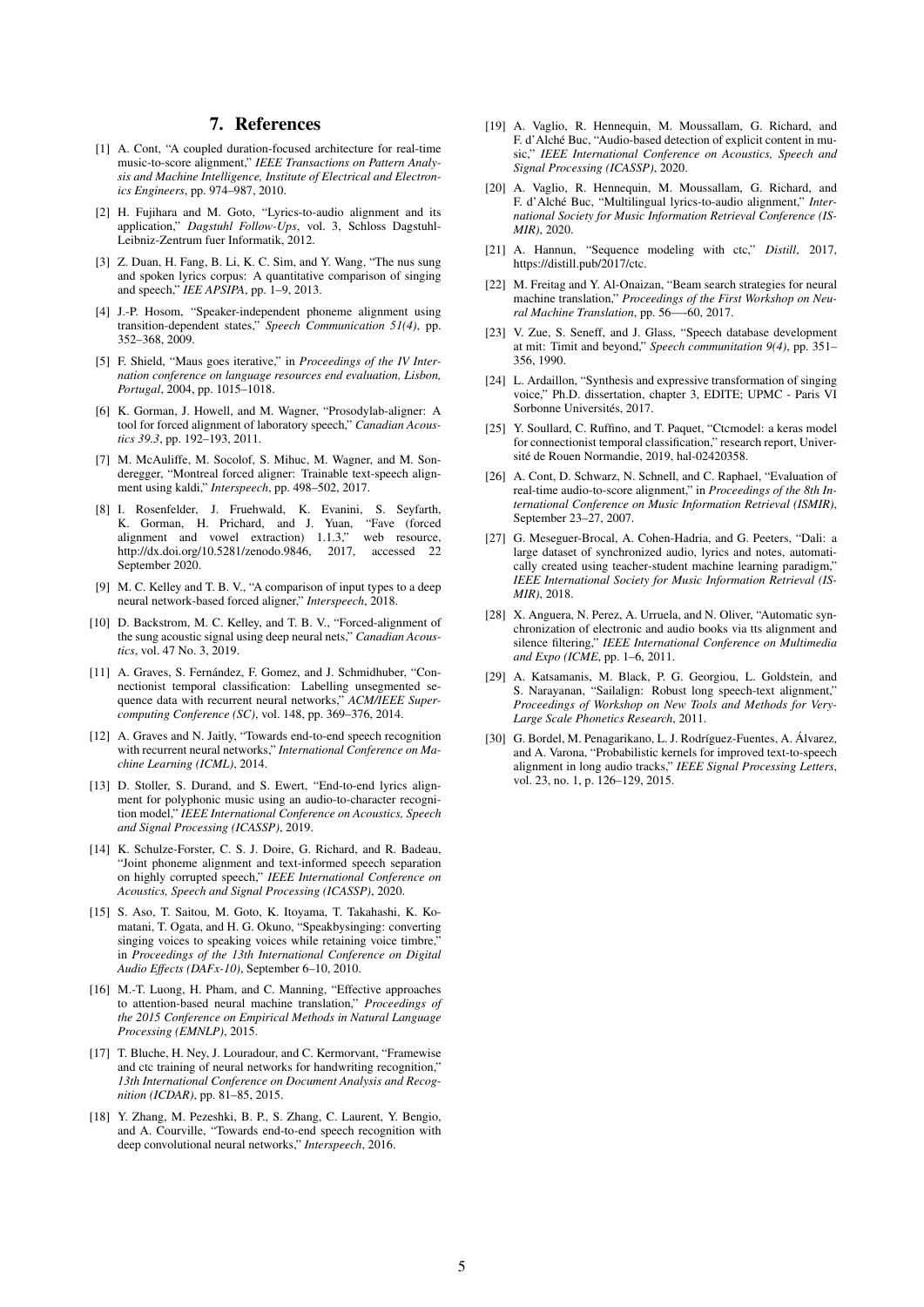## 7. References

[1] A. Cont, "A coupled duration-focused architecture for real-time music-to-score alignment," *IEEE Transactions on Pattern Analysis and Machine Intelligence, Institute of Electrical and Electronics Engineers*, pp. 974–987, 2010.

[2] H. Fujihara and M. Goto, "Lyrics-to-audio alignment and its application," *Dagstuhl Follow-Ups*, vol. 3, Schloss Dagstuhl-Leibniz-Zentrum fuer Informatik, 2012.

[3] Z. Duan, H. Fang, B. Li, K. C. Sim, and Y. Wang, "The nus sung and spoken lyrics corpus: A quantitative comparison of singing and speech," *IEE APSIPA*, pp. 1–9, 2013.

[4] J.-P. Hosom, "Speaker-independent phoneme alignment using transition-dependent states," *Speech Communication 51(4)*, pp. 352–368, 2009.

[5] F. Shield, "Maus goes iterative," in *Proceedings of the IV Internation conference on language resources end evaluation, Lisbon, Portugal*, 2004, pp. 1015–1018.

[6] K. Gorman, J. Howell, and M. Wagner, "Prosodylab-aligner: A tool for forced alignment of laboratory speech," *Canadian Acoustics 39.3*, pp. 192–193, 2011.

[7] M. McAuliffe, M. Socolof, S. Mihuc, M. Wagner, and M. Sonderegger, "Montreal forced aligner: Trainable text-speech alignment using kaldi," *Interspeech*, pp. 498–502, 2017.

[8] I. Rosenfelder, J. Fruehwald, K. Evanini, S. Seyfarth, K. Gorman, H. Prichard, and J. Yuan, "Fave (forced alignment and vowel extraction) 1.1.3," web resource, http://dx.doi.org/10.5281/zenodo.9846, 2017, accessed 22 September 2020.

[9] M. C. Kelley and T. B. V., "A comparison of input types to a deep neural network-based forced aligner," *Interspeech*, 2018.

[10] D. Backstrom, M. C. Kelley, and T. B. V., "Forced-alignment of the sung acoustic signal using deep neural nets," *Canadian Acoustics*, vol. 47 No. 3, 2019.

[11] A. Graves, S. Fernández, F. Gomez, and J. Schmidhuber, "Connectionist temporal classification: Labelling unsegmented sequence data with recurrent neural networks," *ACM/IEEE Supercomputing Conference (SC)*, vol. 148, pp. 369–376, 2014.

[12] A. Graves and N. Jaitly, "Towards end-to-end speech recognition with recurrent neural networks," *International Conference on Machine Learning (ICML)*, 2014.

[13] D. Stoller, S. Durand, and S. Ewert, "End-to-end lyrics alignment for polyphonic music using an audio-to-character recognition model," *IEEE International Conference on Acoustics, Speech and Signal Processing (ICASSP)*, 2019.

[14] K. Schulze-Forster, C. S. J. Doire, G. Richard, and R. Badeau, "Joint phoneme alignment and text-informed speech separation on highly corrupted speech," *IEEE International Conference on Acoustics, Speech and Signal Processing (ICASSP)*, 2020.

[15] S. Aso, T. Saitou, M. Goto, K. Itoyama, T. Takahashi, K. Komatani, T. Ogata, and H. G. Okuno, "Speakbysinging: converting singing voices to speaking voices while retaining voice timbre," in *Proceedings of the 13th International Conference on Digital Audio Effects (DAFx-10)*, September 6–10, 2010.

[16] M.-T. Luong, H. Pham, and C. Manning, "Effective approaches to attention-based neural machine translation," *Proceedings of the 2015 Conference on Empirical Methods in Natural Language Processing (EMNLP)*, 2015.

[17] T. Bluche, H. Ney, J. Louradour, and C. Kermorvant, "Framewise and ctc training of neural networks for handwriting recognition," *13th International Conference on Document Analysis and Recognition (ICDAR)*, pp. 81–85, 2015.

[18] Y. Zhang, M. Pezeshki, B. P., S. Zhang, C. Laurent, Y. Bengio, and A. Courville, "Towards end-to-end speech recognition with deep convolutional neural networks," *Interspeech*, 2016.

[19] A. Vaglio, R. Hennequin, M. Moussallam, G. Richard, and F. d'Alché Buc, "Audio-based detection of explicit content in music," *IEEE International Conference on Acoustics, Speech and Signal Processing (ICASSP)*, 2020.

[20] A. Vaglio, R. Hennequin, M. Moussallam, G. Richard, and F. d'Alché Buc, "Multilingual lyrics-to-audio alignment," *International Society for Music Information Retrieval Conference (ISMIR)*, 2020.

[21] A. Hannun, "Sequence modeling with ctc," *Distill*, 2017, https://distill.pub/2017/ctc.

[22] M. Freitag and Y. Al-Onaizan, "Beam search strategies for neural machine translation," *Proceedings of the First Workshop on Neural Machine Translation*, pp. 56—-60, 2017.

[23] V. Zue, S. Seneff, and J. Glass, "Speech database development at mit: Timit and beyond," *Speech communitation 9(4)*, pp. 351–356, 1990.

[24] L. Ardaillon, "Synthesis and expressive transformation of singing voice," Ph.D. dissertation, chapter 3, EDITE; UPMC - Paris VI Sorbonne Universités, 2017.

[25] Y. Soullard, C. Ruffino, and T. Paquet, "Ctcmodel: a keras model for connectionist temporal classification," research report, Université de Rouen Normandie, 2019, hal-02420358.

[26] A. Cont, D. Schwarz, N. Schnell, and C. Raphael, "Evaluation of real-time audio-to-score alignment," in *Proceedings of the 8th International Conference on Music Information Retrieval (ISMIR)*, September 23–27, 2007.

[27] G. Meseguer-Brocal, A. Cohen-Hadria, and G. Peeters, "Dali: a large dataset of synchronized audio, lyrics and notes, automatically created using teacher-student machine learning paradigm," *IEEE International Society for Music Information Retrieval (ISMIR)*, 2018.

[28] X. Anguera, N. Perez, A. Urruela, and N. Oliver, "Automatic synchronization of electronic and audio books via tts alignment and silence filtering," *IEEE International Conference on Multimedia and Expo (ICME*, pp. 1–6, 2011.

[29] A. Katsamanis, M. Black, P. G. Georgiou, L. Goldstein, and S. Narayanan, "Sailalign: Robust long speech-text alignment," *Proceedings of Workshop on New Tools and Methods for Very-Large Scale Phonetics Research*, 2011.

[30] G. Bordel, M. Penagarikano, L. J. Rodríguez-Fuentes, A. Álvarez, and A. Varona, "Probabilistic kernels for improved text-to-speech alignment in long audio tracks," *IEEE Signal Processing Letters*, vol. 23, no. 1, pp. 126–129, 2015.